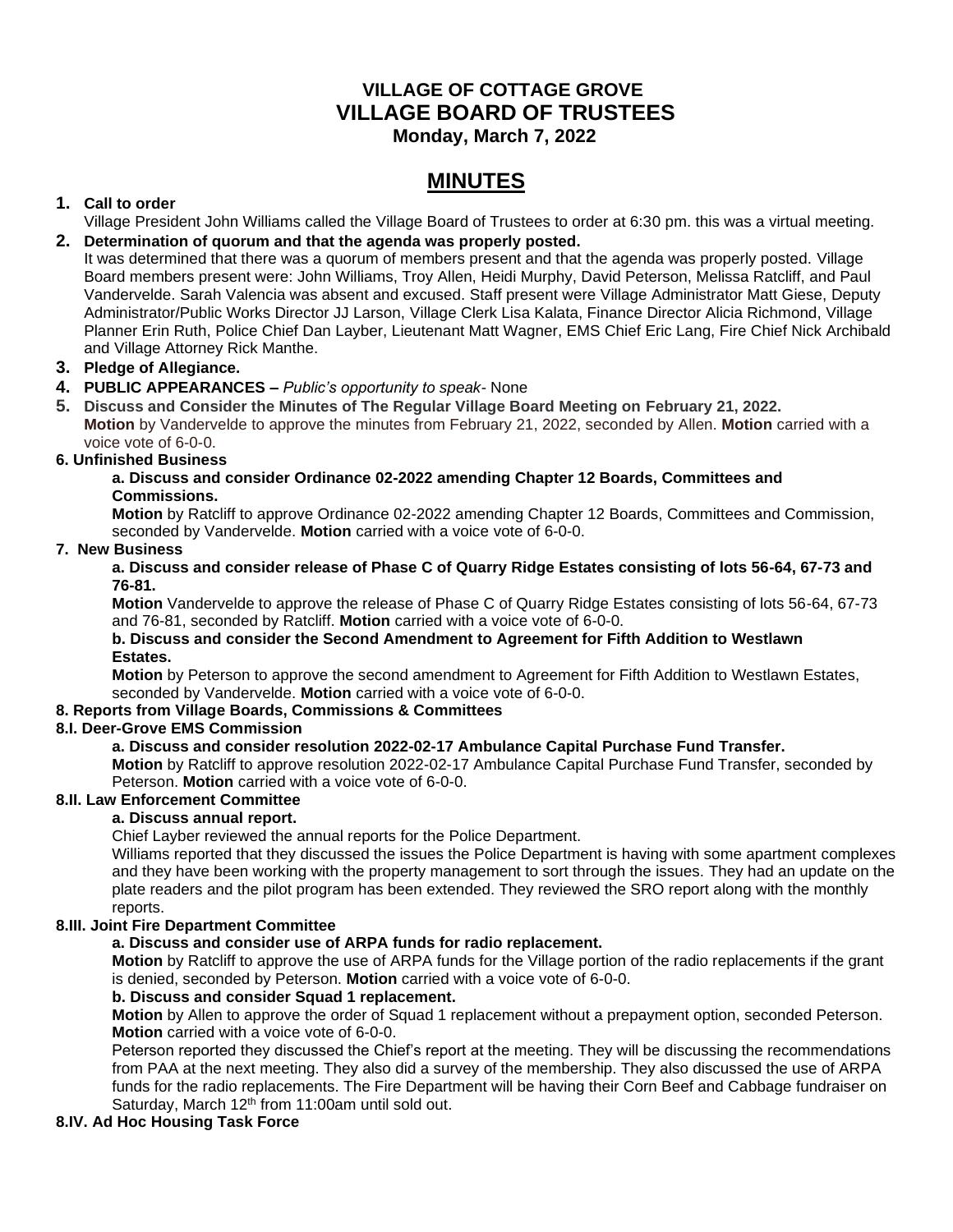# VILLAGE OF COTTAGE GROVE
# VILLAGE BOARD OF TRUSTEES
**Monday, March 7, 2022**

## MINUTES

**1. Call to order**

Village President John Williams called the Village Board of Trustees to order at 6:30 pm. this was a virtual meeting.

**2. Determination of quorum and that the agenda was properly posted.**

It was determined that there was a quorum of members present and that the agenda was properly posted. Village Board members present were: John Williams, Troy Allen, Heidi Murphy, David Peterson, Melissa Ratcliff, and Paul Vandervelde. Sarah Valencia was absent and excused. Staff present were Village Administrator Matt Giese, Deputy Administrator/Public Works Director JJ Larson, Village Clerk Lisa Kalata, Finance Director Alicia Richmond, Village Planner Erin Ruth, Police Chief Dan Layber, Lieutenant Matt Wagner, EMS Chief Eric Lang, Fire Chief Nick Archibald and Village Attorney Rick Manthe.

**3. Pledge of Allegiance.**

**4. PUBLIC APPEARANCES –** *Public's opportunity to speak*- None

**5. Discuss and Consider the Minutes of The Regular Village Board Meeting on February 21, 2022.**

**Motion** by Vandervelde to approve the minutes from February 21, 2022, seconded by Allen. **Motion** carried with a voice vote of 6-0-0.

**6. Unfinished Business**

**a. Discuss and consider Ordinance 02-2022 amending Chapter 12 Boards, Committees and Commissions.**

**Motion** by Ratcliff to approve Ordinance 02-2022 amending Chapter 12 Boards, Committees and Commission, seconded by Vandervelde. **Motion** carried with a voice vote of 6-0-0.

**7. New Business**

**a. Discuss and consider release of Phase C of Quarry Ridge Estates consisting of lots 56-64, 67-73 and 76-81.**

**Motion** Vandervelde to approve the release of Phase C of Quarry Ridge Estates consisting of lots 56-64, 67-73 and 76-81, seconded by Ratcliff. **Motion** carried with a voice vote of 6-0-0.

**b. Discuss and consider the Second Amendment to Agreement for Fifth Addition to Westlawn Estates.**

**Motion** by Peterson to approve the second amendment to Agreement for Fifth Addition to Westlawn Estates, seconded by Vandervelde. **Motion** carried with a voice vote of 6-0-0.

**8. Reports from Village Boards, Commissions & Committees**

**8.I. Deer-Grove EMS Commission**

**a. Discuss and consider resolution 2022-02-17 Ambulance Capital Purchase Fund Transfer.**

**Motion** by Ratcliff to approve resolution 2022-02-17 Ambulance Capital Purchase Fund Transfer, seconded by Peterson. **Motion** carried with a voice vote of 6-0-0.

**8.II. Law Enforcement Committee**

**a. Discuss annual report.**

Chief Layber reviewed the annual reports for the Police Department.

Williams reported that they discussed the issues the Police Department is having with some apartment complexes and they have been working with the property management to sort through the issues. They had an update on the plate readers and the pilot program has been extended. They reviewed the SRO report along with the monthly reports.

**8.III. Joint Fire Department Committee**

**a. Discuss and consider use of ARPA funds for radio replacement.**

**Motion** by Ratcliff to approve the use of ARPA funds for the Village portion of the radio replacements if the grant is denied, seconded by Peterson. **Motion** carried with a voice vote of 6-0-0.

**b. Discuss and consider Squad 1 replacement.**

**Motion** by Allen to approve the order of Squad 1 replacement without a prepayment option, seconded Peterson. **Motion** carried with a voice vote of 6-0-0.

Peterson reported they discussed the Chief's report at the meeting. They will be discussing the recommendations from PAA at the next meeting. They also did a survey of the membership. They also discussed the use of ARPA funds for the radio replacements. The Fire Department will be having their Corn Beef and Cabbage fundraiser on Saturday, March 12th from 11:00am until sold out.

**8.IV. Ad Hoc Housing Task Force**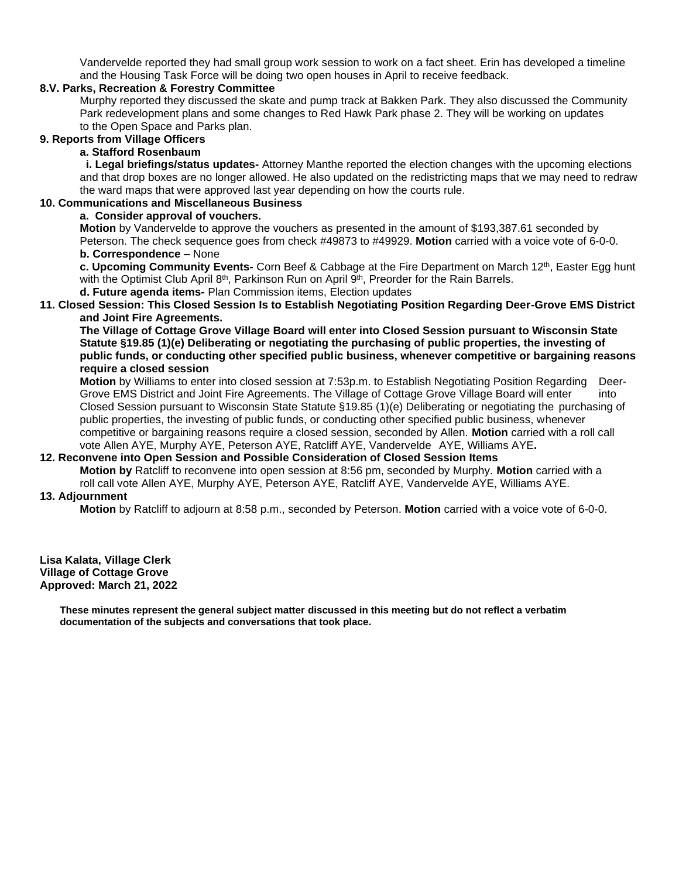Vandervelde reported they had small group work session to work on a fact sheet. Erin has developed a timeline and the Housing Task Force will be doing two open houses in April to receive feedback.

**8.V. Parks, Recreation & Forestry Committee**

Murphy reported they discussed the skate and pump track at Bakken Park. They also discussed the Community Park redevelopment plans and some changes to Red Hawk Park phase 2. They will be working on updates to the Open Space and Parks plan.

**9. Reports from Village Officers**

**a. Stafford Rosenbaum**

**i. Legal briefings/status updates-** Attorney Manthe reported the election changes with the upcoming elections and that drop boxes are no longer allowed. He also updated on the redistricting maps that we may need to redraw the ward maps that were approved last year depending on how the courts rule.

**10. Communications and Miscellaneous Business**

**a. Consider approval of vouchers.**

**Motion** by Vandervelde to approve the vouchers as presented in the amount of $193,387.61 seconded by Peterson. The check sequence goes from check #49873 to #49929. **Motion** carried with a voice vote of 6-0-0.

**b. Correspondence –** None

**c. Upcoming Community Events-** Corn Beef & Cabbage at the Fire Department on March 12th, Easter Egg hunt with the Optimist Club April 8th, Parkinson Run on April 9th, Preorder for the Rain Barrels.

**d. Future agenda items-** Plan Commission items, Election updates

**11. Closed Session: This Closed Session Is to Establish Negotiating Position Regarding Deer-Grove EMS District and Joint Fire Agreements.**

**The Village of Cottage Grove Village Board will enter into Closed Session pursuant to Wisconsin State Statute §19.85 (1)(e) Deliberating or negotiating the purchasing of public properties, the investing of public funds, or conducting other specified public business, whenever competitive or bargaining reasons require a closed session**

**Motion** by Williams to enter into closed session at 7:53p.m. to Establish Negotiating Position Regarding Deer-Grove EMS District and Joint Fire Agreements. The Village of Cottage Grove Village Board will enter into Closed Session pursuant to Wisconsin State Statute §19.85 (1)(e) Deliberating or negotiating the purchasing of public properties, the investing of public funds, or conducting other specified public business, whenever competitive or bargaining reasons require a closed session, seconded by Allen. **Motion** carried with a roll call vote Allen AYE, Murphy AYE, Peterson AYE, Ratcliff AYE, Vandervelde AYE, Williams AYE**.**

**12. Reconvene into Open Session and Possible Consideration of Closed Session Items**

**Motion by** Ratcliff to reconvene into open session at 8:56 pm, seconded by Murphy. **Motion** carried with a roll call vote Allen AYE, Murphy AYE, Peterson AYE, Ratcliff AYE, Vandervelde AYE, Williams AYE.

**13. Adjournment**

**Motion** by Ratcliff to adjourn at 8:58 p.m., seconded by Peterson. **Motion** carried with a voice vote of 6-0-0.

**Lisa Kalata, Village Clerk**
**Village of Cottage Grove**
**Approved: March 21, 2022**

**These minutes represent the general subject matter discussed in this meeting but do not reflect a verbatim documentation of the subjects and conversations that took place.**